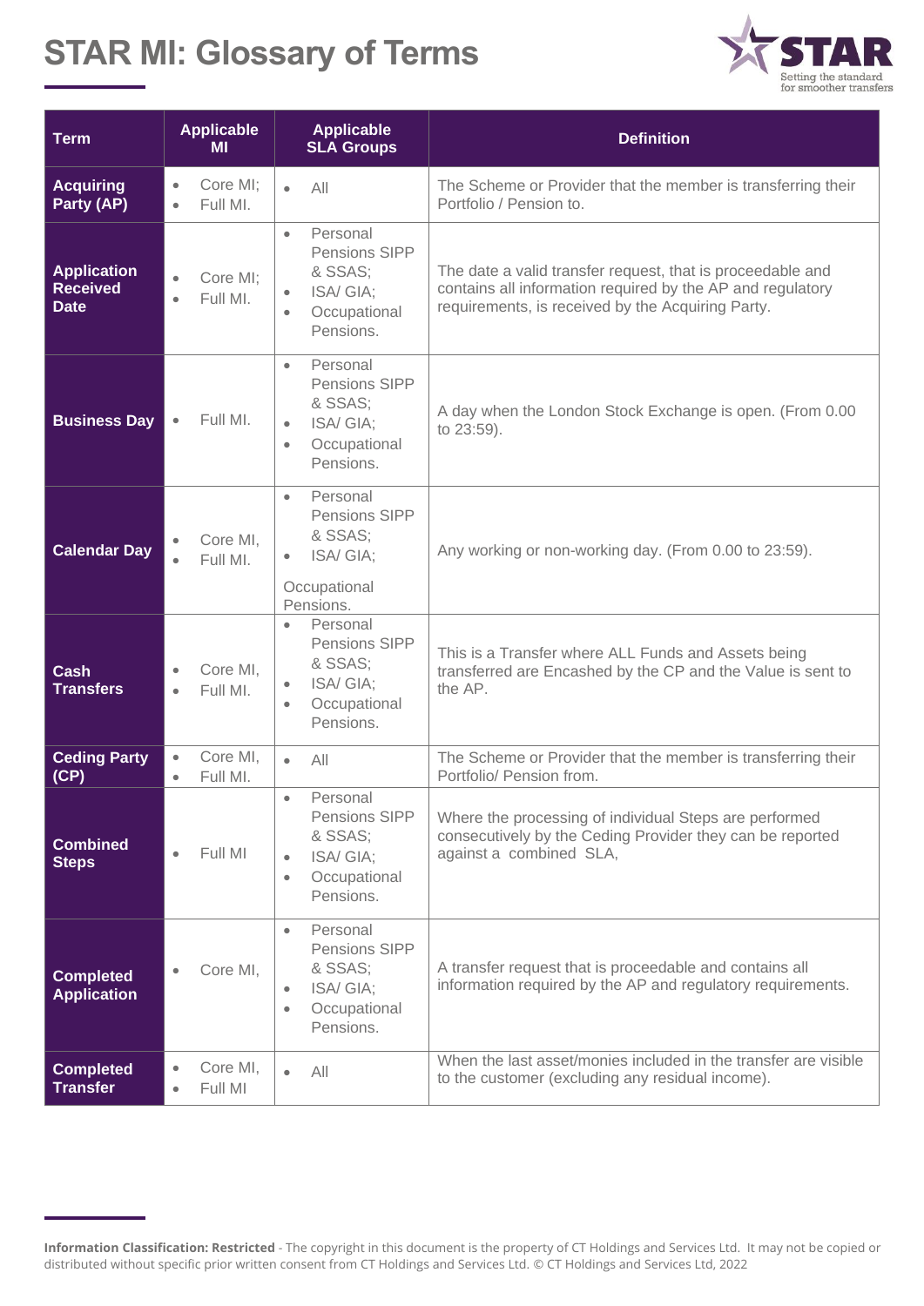# STAR MI: Glossary of Terms

| Term | Applicable MI | Applicable SLA Groups | Definition |
|---|---|---|---|
| **Acquiring Party (AP)** | • Core MI;<br>• Full MI. | • All | The Scheme or Provider that the member is transferring their Portfolio / Pension to. |
| **Application Received Date** | • Core MI;<br>• Full MI. | • Personal Pensions SIPP & SSAS;<br>• ISA/ GIA;<br>• Occupational Pensions. | The date a valid transfer request, that is proceedable and contains all information required by the AP and regulatory requirements, is received by the Acquiring Party. |
| **Business Day** | • Full MI. | • Personal Pensions SIPP & SSAS;<br>• ISA/ GIA;<br>• Occupational Pensions. | A day when the London Stock Exchange is open. (From 0.00 to 23:59). |
| **Calendar Day** | • Core MI,<br>• Full MI. | • Personal Pensions SIPP & SSAS;<br>• ISA/ GIA;<br>Occupational Pensions. | Any working or non-working day. (From 0.00 to 23:59). |
| **Cash Transfers** | • Core MI,<br>• Full MI. | • Personal Pensions SIPP & SSAS;<br>• ISA/ GIA;<br>• Occupational Pensions. | This is a Transfer where ALL Funds and Assets being transferred are Encashed by the CP and the Value is sent to the AP. |
| **Ceding Party (CP)** | • Core MI,<br>• Full MI. | • All | The Scheme or Provider that the member is transferring their Portfolio/ Pension from. |
| **Combined Steps** | • Full MI | • Personal Pensions SIPP & SSAS;<br>• ISA/ GIA;<br>• Occupational Pensions. | Where the processing of individual Steps are performed consecutively by the Ceding Provider they can be reported against a combined SLA, |
| **Completed Application** | • Core MI, | • Personal Pensions SIPP & SSAS;<br>• ISA/ GIA;<br>• Occupational Pensions. | A transfer request that is proceedable and contains all information required by the AP and regulatory requirements. |
| **Completed Transfer** | • Core MI,<br>• Full MI | • All | When the last asset/monies included in the transfer are visible to the customer (excluding any residual income). |

**Information Classification: Restricted** - The copyright in this document is the property of CT Holdings and Services Ltd. It may not be copied or distributed without specific prior written consent from CT Holdings and Services Ltd. © CT Holdings and Services Ltd, 2022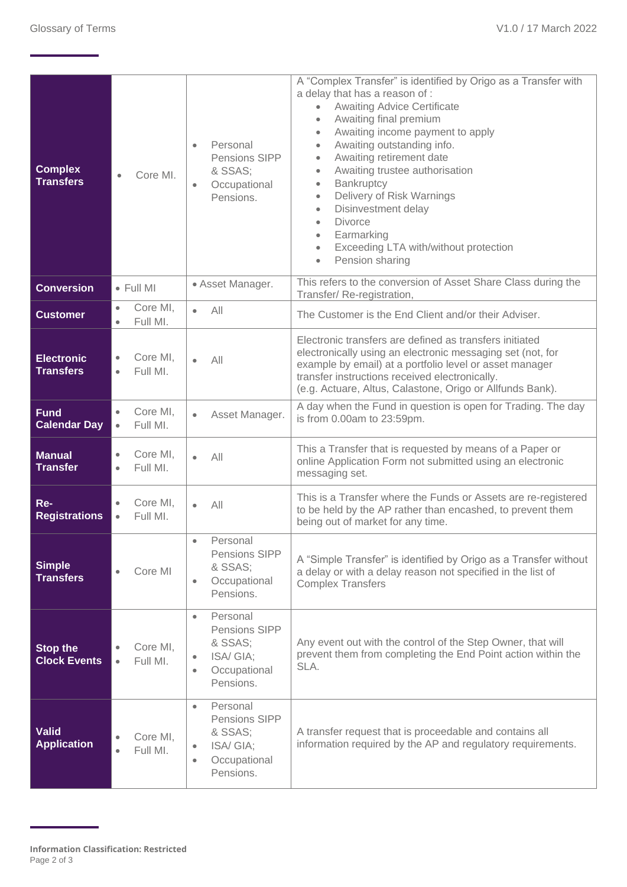| | | | |
|---|---|---|---|
| **Complex Transfers** | • Core MI. | • Personal Pensions SIPP & SSAS;<br>• Occupational Pensions. | A "Complex Transfer" is identified by Origo as a Transfer with a delay that has a reason of :<br>• Awaiting Advice Certificate<br>• Awaiting final premium<br>• Awaiting income payment to apply<br>• Awaiting outstanding info.<br>• Awaiting retirement date<br>• Awaiting trustee authorisation<br>• Bankruptcy<br>• Delivery of Risk Warnings<br>• Disinvestment delay<br>• Divorce<br>• Earmarking<br>• Exceeding LTA with/without protection<br>• Pension sharing |
| **Conversion** | • Full MI | • Asset Manager. | This refers to the conversion of Asset Share Class during the Transfer/ Re-registration, |
| **Customer** | • Core MI,<br>• Full MI. | • All | The Customer is the End Client and/or their Adviser. |
| **Electronic Transfers** | • Core MI,<br>• Full MI. | • All | Electronic transfers are defined as transfers initiated electronically using an electronic messaging set (not, for example by email) at a portfolio level or asset manager transfer instructions received electronically.<br>(e.g. Actuare, Altus, Calastone, Origo or Allfunds Bank). |
| **Fund Calendar Day** | • Core MI,<br>• Full MI. | • Asset Manager. | A day when the Fund in question is open for Trading. The day is from 0.00am to 23:59pm. |
| **Manual Transfer** | • Core MI,<br>• Full MI. | • All | This a Transfer that is requested by means of a Paper or online Application Form not submitted using an electronic messaging set. |
| **Re-Registrations** | • Core MI,<br>• Full MI. | • All | This is a Transfer where the Funds or Assets are re-registered to be held by the AP rather than encashed, to prevent them being out of market for any time. |
| **Simple Transfers** | • Core MI | • Personal Pensions SIPP & SSAS;<br>• Occupational Pensions. | A "Simple Transfer" is identified by Origo as a Transfer without a delay or with a delay reason not specified in the list of Complex Transfers |
| **Stop the Clock Events** | • Core MI,<br>• Full MI. | • Personal Pensions SIPP & SSAS;<br>• ISA/ GIA;<br>• Occupational Pensions. | Any event out with the control of the Step Owner, that will prevent them from completing the End Point action within the SLA. |
| **Valid Application** | • Core MI,<br>• Full MI. | • Personal Pensions SIPP & SSAS;<br>• ISA/ GIA;<br>• Occupational Pensions. | A transfer request that is proceedable and contains all information required by the AP and regulatory requirements. |

**Information Classification: Restricted**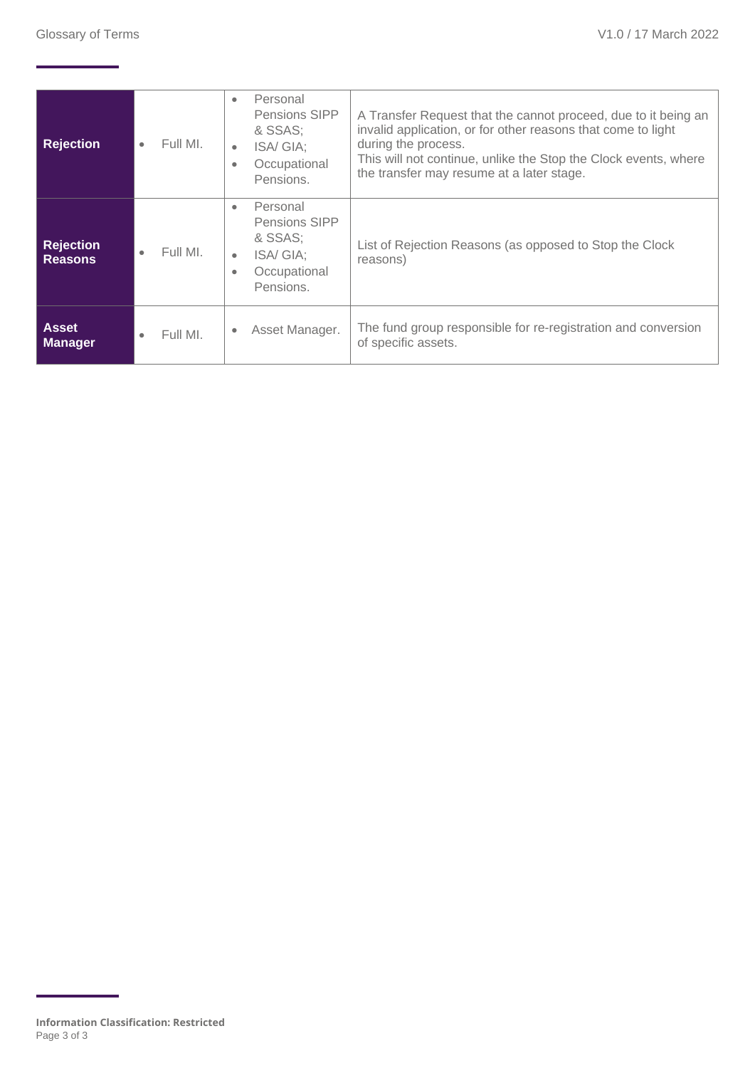| | | | |
|---|---|---|---|
| **Rejection** | • Full MI. | • Personal Pensions SIPP & SSAS;<br>• ISA/ GIA;<br>• Occupational Pensions. | A Transfer Request that the cannot proceed, due to it being an invalid application, or for other reasons that come to light during the process.<br>This will not continue, unlike the Stop the Clock events, where the transfer may resume at a later stage. |
| **Rejection Reasons** | • Full MI. | • Personal Pensions SIPP & SSAS;<br>• ISA/ GIA;<br>• Occupational Pensions. | List of Rejection Reasons (as opposed to Stop the Clock reasons) |
| **Asset Manager** | • Full MI. | • Asset Manager. | The fund group responsible for re-registration and conversion of specific assets. |

**Information Classification: Restricted**